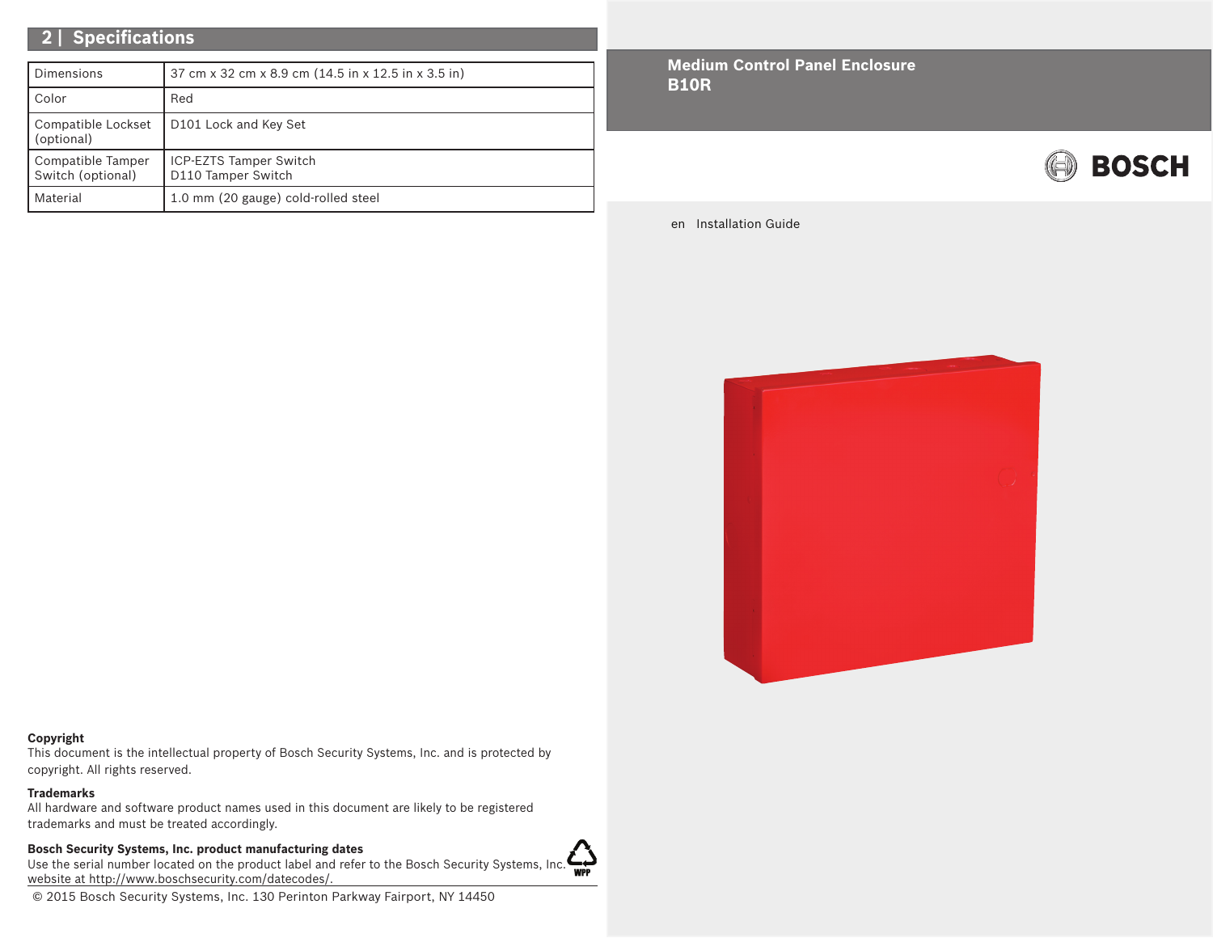# Medium Control Panel Enclosure B10R

BOSCH

en Installation Guide

## 2 | Specifications

| | |
|---|---|
| Dimensions | 37 cm x 32 cm x 8.9 cm (14.5 in x 12.5 in x 3.5 in) |
| Color | Red |
| Compatible Lockset (optional) | D101 Lock and Key Set |
| Compatible Tamper Switch (optional) | ICP-EZTS Tamper Switch<br>D110 Tamper Switch |
| Material | 1.0 mm (20 gauge) cold-rolled steel |

**Copyright**
This document is the intellectual property of Bosch Security Systems, Inc. and is protected by copyright. All rights reserved.

**Trademarks**
All hardware and software product names used in this document are likely to be registered trademarks and must be treated accordingly.

**Bosch Security Systems, Inc. product manufacturing dates**
Use the serial number located on the product label and refer to the Bosch Security Systems, Inc. website at http://www.boschsecurity.com/datecodes/.

© 2015 Bosch Security Systems, Inc. 130 Perinton Parkway Fairport, NY 14450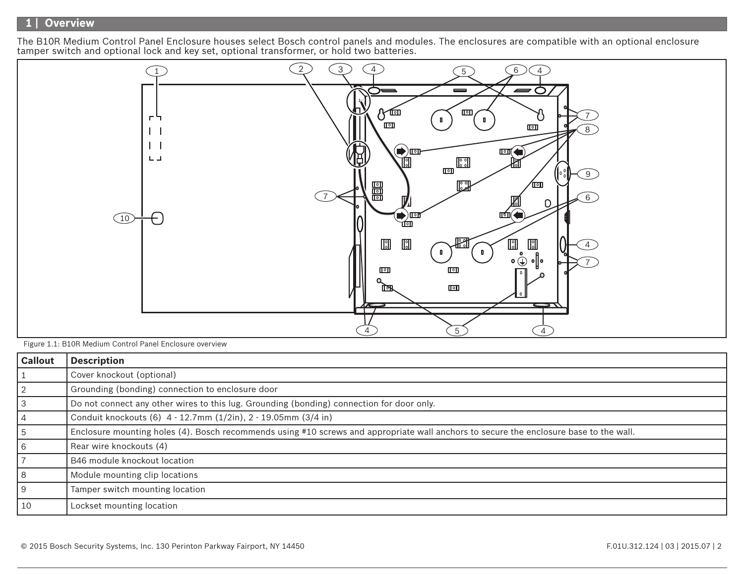## 1 | Overview

The B10R Medium Control Panel Enclosure houses select Bosch control panels and modules. The enclosures are compatible with an optional enclosure tamper switch and optional lock and key set, optional transformer, or hold two batteries.

1
2
3
4
5
6
4
7
8
9
7
6
10
4
7
4
5
4

Figure 1.1: B10R Medium Control Panel Enclosure overview

| Callout | Description |
| --- | --- |
| 1 | Cover knockout (optional) |
| 2 | Grounding (bonding) connection to enclosure door |
| 3 | Do not connect any other wires to this lug. Grounding (bonding) connection for door only. |
| 4 | Conduit knockouts (6)  4 - 12.7mm (1/2in), 2 - 19.05mm (3/4 in) |
| 5 | Enclosure mounting holes (4). Bosch recommends using #10 screws and appropriate wall anchors to secure the enclosure base to the wall. |
| 6 | Rear wire knockouts (4) |
| 7 | B46 module knockout location |
| 8 | Module mounting clip locations |
| 9 | Tamper switch mounting location |
| 10 | Lockset mounting location |